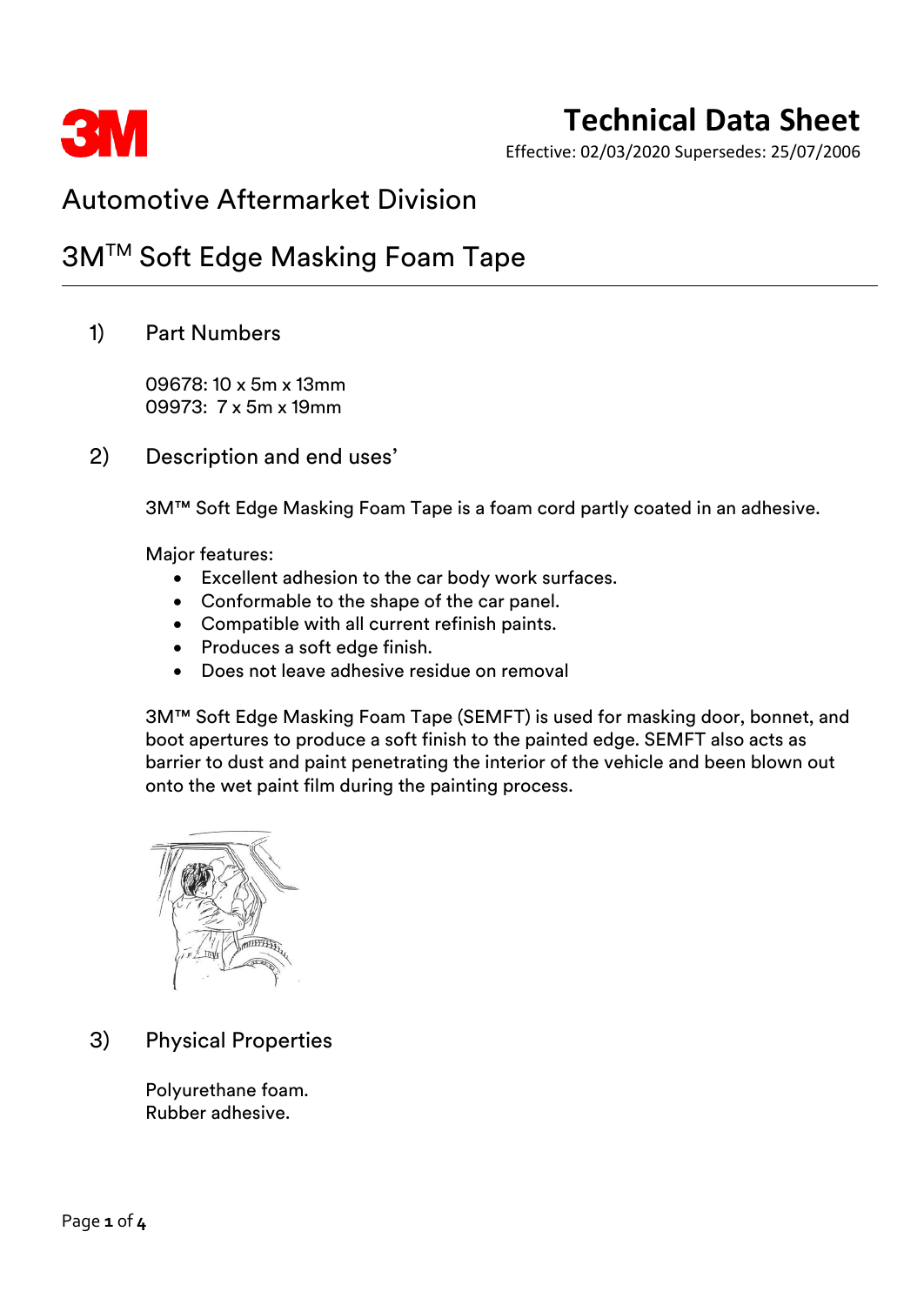# Technical Data Sheet

Effective: 02/03/2020 Supersedes: 25/07/2006

## Automotive Aftermarket Division

## 3M™ Soft Edge Masking Foam Tape

### 1) Part Numbers

09678: 10 x 5m x 13mm
09973: 7 x 5m x 19mm

### 2) Description and end uses'

3M™ Soft Edge Masking Foam Tape is a foam cord partly coated in an adhesive.

Major features:

- Excellent adhesion to the car body work surfaces.
- Conformable to the shape of the car panel.
- Compatible with all current refinish paints.
- Produces a soft edge finish.
- Does not leave adhesive residue on removal

3M™ Soft Edge Masking Foam Tape (SEMFT) is used for masking door, bonnet, and boot apertures to produce a soft finish to the painted edge. SEMFT also acts as barrier to dust and paint penetrating the interior of the vehicle and been blown out onto the wet paint film during the painting process.

### 3) Physical Properties

Polyurethane foam.
Rubber adhesive.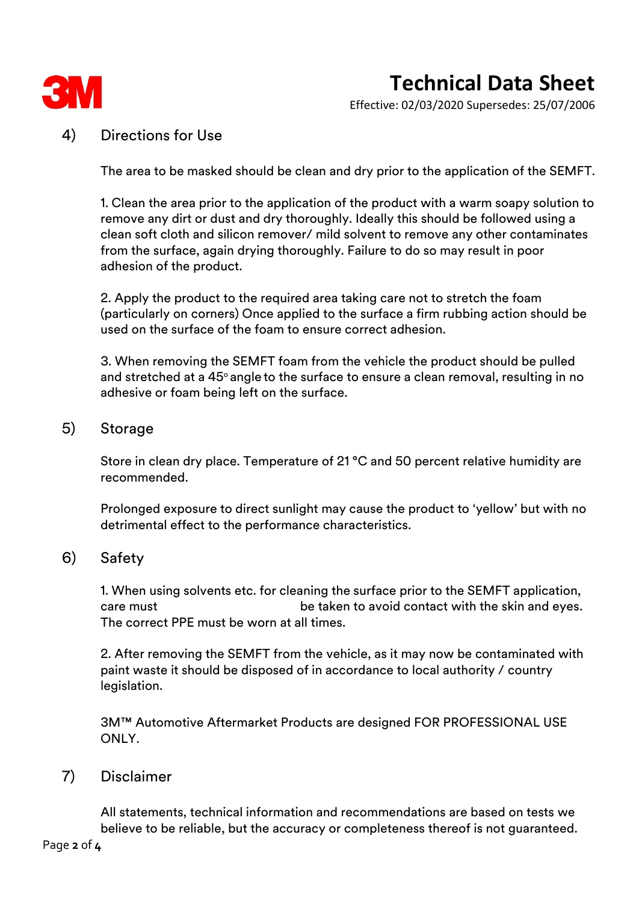## 4) Directions for Use

The area to be masked should be clean and dry prior to the application of the SEMFT.

1. Clean the area prior to the application of the product with a warm soapy solution to remove any dirt or dust and dry thoroughly. Ideally this should be followed using a clean soft cloth and silicon remover/ mild solvent to remove any other contaminates from the surface, again drying thoroughly. Failure to do so may result in poor adhesion of the product.

2. Apply the product to the required area taking care not to stretch the foam (particularly on corners) Once applied to the surface a firm rubbing action should be used on the surface of the foam to ensure correct adhesion.

3. When removing the SEMFT foam from the vehicle the product should be pulled and stretched at a 45° angle to the surface to ensure a clean removal, resulting in no adhesive or foam being left on the surface.

## 5) Storage

Store in clean dry place. Temperature of 21 °C and 50 percent relative humidity are recommended.

Prolonged exposure to direct sunlight may cause the product to 'yellow' but with no detrimental effect to the performance characteristics.

## 6) Safety

1. When using solvents etc. for cleaning the surface prior to the SEMFT application, care must be taken to avoid contact with the skin and eyes. The correct PPE must be worn at all times.

2. After removing the SEMFT from the vehicle, as it may now be contaminated with paint waste it should be disposed of in accordance to local authority / country legislation.

3M™ Automotive Aftermarket Products are designed FOR PROFESSIONAL USE ONLY.

## 7) Disclaimer

All statements, technical information and recommendations are based on tests we believe to be reliable, but the accuracy or completeness thereof is not guaranteed.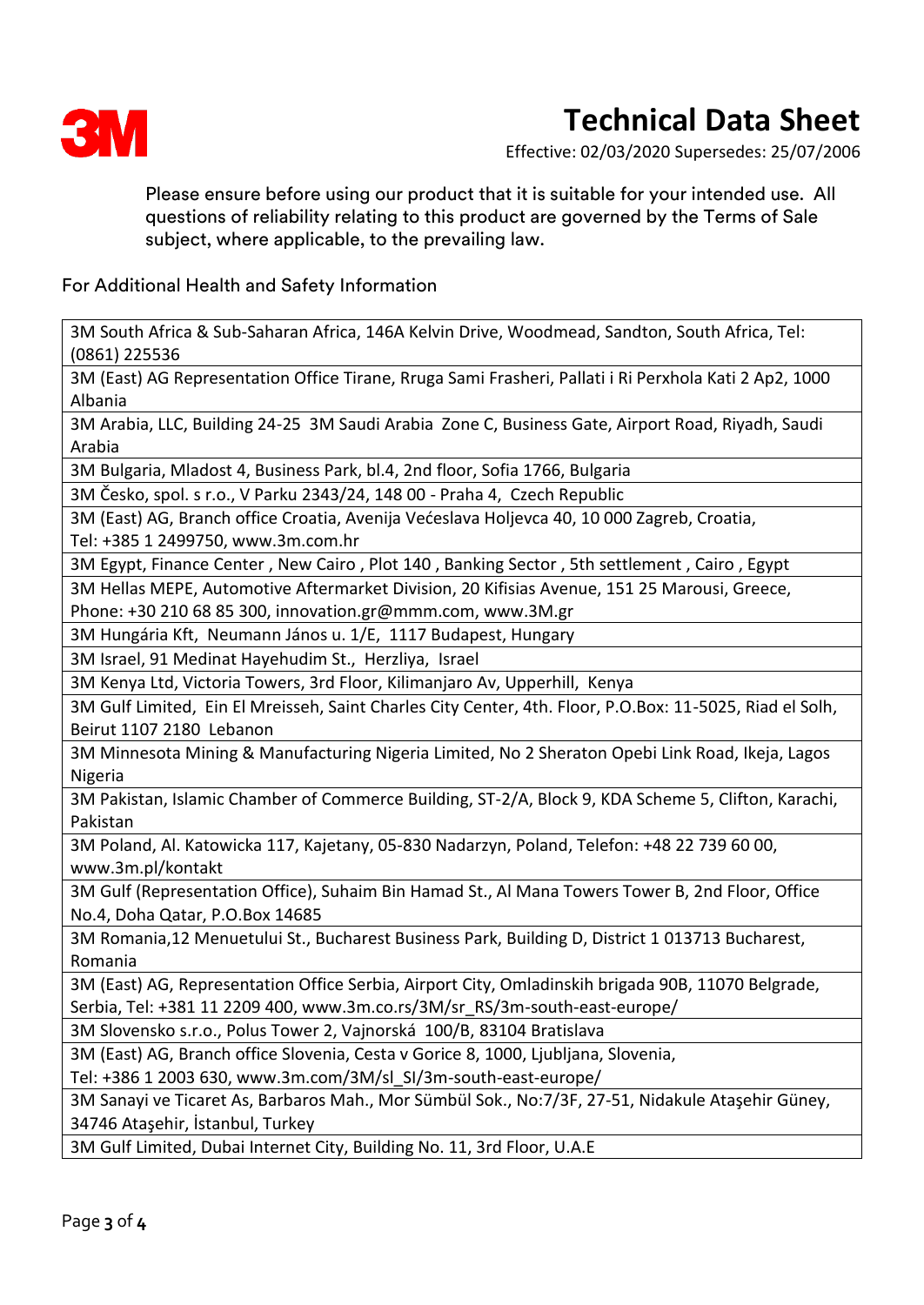# Technical Data Sheet

Effective: 02/03/2020 Supersedes: 25/07/2006

Please ensure before using our product that it is suitable for your intended use. All questions of reliability relating to this product are governed by the Terms of Sale subject, where applicable, to the prevailing law.

For Additional Health and Safety Information

| |
|---|
| 3M South Africa & Sub-Saharan Africa, 146A Kelvin Drive, Woodmead, Sandton, South Africa, Tel: (0861) 225536 |
| 3M (East) AG Representation Office Tirane, Rruga Sami Frasheri, Pallati i Ri Perxhola Kati 2 Ap2, 1000 Albania |
| 3M Arabia, LLC, Building 24-25 3M Saudi Arabia Zone C, Business Gate, Airport Road, Riyadh, Saudi Arabia |
| 3M Bulgaria, Mladost 4, Business Park, bl.4, 2nd floor, Sofia 1766, Bulgaria |
| 3M Česko, spol. s r.o., V Parku 2343/24, 148 00 - Praha 4, Czech Republic |
| 3M (East) AG, Branch office Croatia, Avenija Većeslava Holjevca 40, 10 000 Zagreb, Croatia, Tel: +385 1 2499750, www.3m.com.hr |
| 3M Egypt, Finance Center , New Cairo , Plot 140 , Banking Sector , 5th settlement , Cairo , Egypt |
| 3M Hellas MEPE, Automotive Aftermarket Division, 20 Kifisias Avenue, 151 25 Marousi, Greece, Phone: +30 210 68 85 300, innovation.gr@mmm.com, www.3M.gr |
| 3M Hungária Kft, Neumann János u. 1/E, 1117 Budapest, Hungary |
| 3M Israel, 91 Medinat Hayehudim St., Herzliya, Israel |
| 3M Kenya Ltd, Victoria Towers, 3rd Floor, Kilimanjaro Av, Upperhill, Kenya |
| 3M Gulf Limited, Ein El Mreisseh, Saint Charles City Center, 4th. Floor, P.O.Box: 11-5025, Riad el Solh, Beirut 1107 2180 Lebanon |
| 3M Minnesota Mining & Manufacturing Nigeria Limited, No 2 Sheraton Opebi Link Road, Ikeja, Lagos Nigeria |
| 3M Pakistan, Islamic Chamber of Commerce Building, ST-2/A, Block 9, KDA Scheme 5, Clifton, Karachi, Pakistan |
| 3M Poland, Al. Katowicka 117, Kajetany, 05-830 Nadarzyn, Poland, Telefon: +48 22 739 60 00, www.3m.pl/kontakt |
| 3M Gulf (Representation Office), Suhaim Bin Hamad St., Al Mana Towers Tower B, 2nd Floor, Office No.4, Doha Qatar, P.O.Box 14685 |
| 3M Romania,12 Menuetului St., Bucharest Business Park, Building D, District 1 013713 Bucharest, Romania |
| 3M (East) AG, Representation Office Serbia, Airport City, Omladinskih brigada 90B, 11070 Belgrade, Serbia, Tel: +381 11 2209 400, www.3m.co.rs/3M/sr_RS/3m-south-east-europe/ |
| 3M Slovensko s.r.o., Polus Tower 2, Vajnorská 100/B, 83104 Bratislava |
| 3M (East) AG, Branch office Slovenia, Cesta v Gorice 8, 1000, Ljubljana, Slovenia, Tel: +386 1 2003 630, www.3m.com/3M/sl_SI/3m-south-east-europe/ |
| 3M Sanayi ve Ticaret As, Barbaros Mah., Mor Sümbül Sok., No:7/3F, 27-51, Nidakule Ataşehir Güney, 34746 Ataşehir, İstanbul, Turkey |
| 3M Gulf Limited, Dubai Internet City, Building No. 11, 3rd Floor, U.A.E |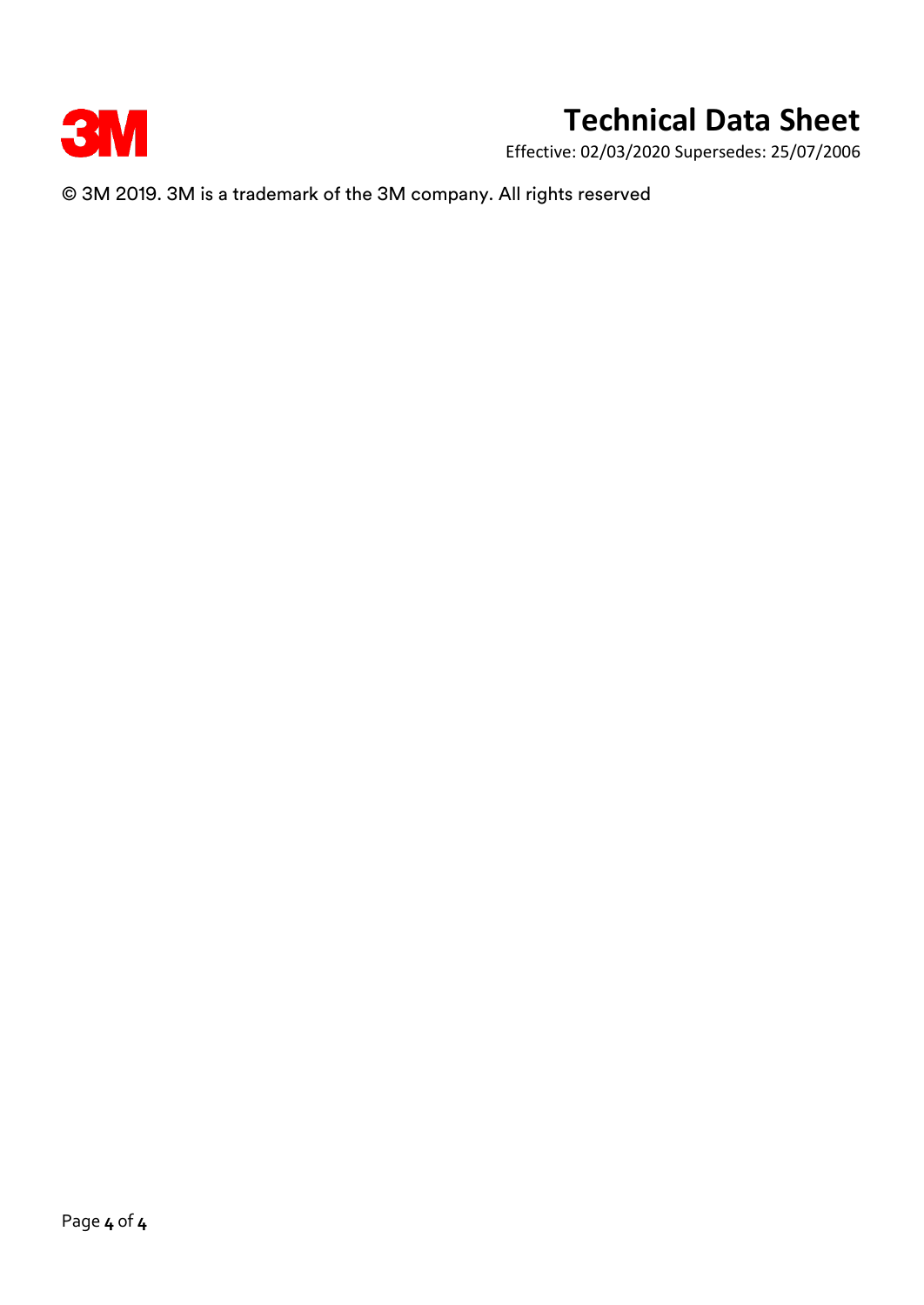© 3M 2019. 3M is a trademark of the 3M company. All rights reserved